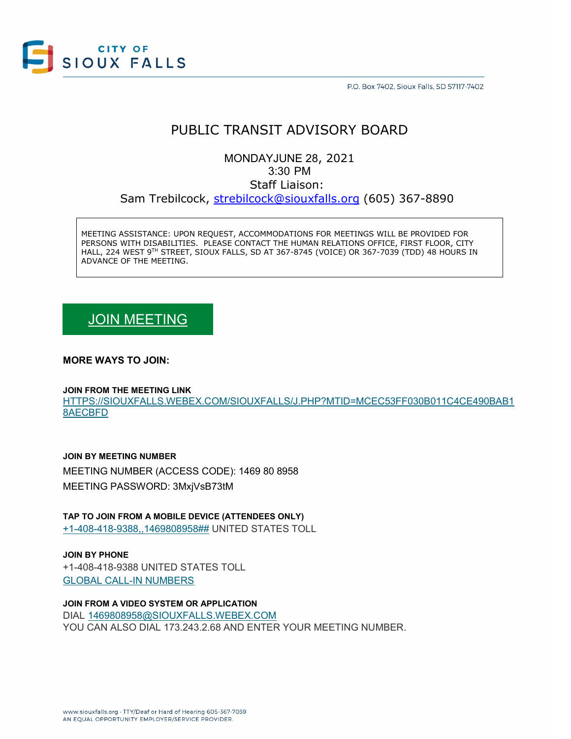CITY OF SIOUX FALLS

P.O. Box 7402, Sioux Falls, SD 57117-7402

# PUBLIC TRANSIT ADVISORY BOARD

MONDAYJUNE 28, 2021
3:30 PM
Staff Liaison:
Sam Trebilcock, strebilcock@siouxfalls.org (605) 367-8890

MEETING ASSISTANCE: UPON REQUEST, ACCOMMODATIONS FOR MEETINGS WILL BE PROVIDED FOR PERSONS WITH DISABILITIES. PLEASE CONTACT THE HUMAN RELATIONS OFFICE, FIRST FLOOR, CITY HALL, 224 WEST 9TH STREET, SIOUX FALLS, SD AT 367-8745 (VOICE) OR 367-7039 (TDD) 48 HOURS IN ADVANCE OF THE MEETING.

JOIN MEETING

**MORE WAYS TO JOIN:**

**JOIN FROM THE MEETING LINK**
HTTPS://SIOUXFALLS.WEBEX.COM/SIOUXFALLS/J.PHP?MTID=MCEC53FF030B011C4CE490BAB18AECBFD

**JOIN BY MEETING NUMBER**
MEETING NUMBER (ACCESS CODE): 1469 80 8958
MEETING PASSWORD: 3MxjVsB73tM

**TAP TO JOIN FROM A MOBILE DEVICE (ATTENDEES ONLY)**
+1-408-418-9388,,1469808958## UNITED STATES TOLL

**JOIN BY PHONE**
+1-408-418-9388 UNITED STATES TOLL
GLOBAL CALL-IN NUMBERS

**JOIN FROM A VIDEO SYSTEM OR APPLICATION**
DIAL 1469808958@SIOUXFALLS.WEBEX.COM
YOU CAN ALSO DIAL 173.243.2.68 AND ENTER YOUR MEETING NUMBER.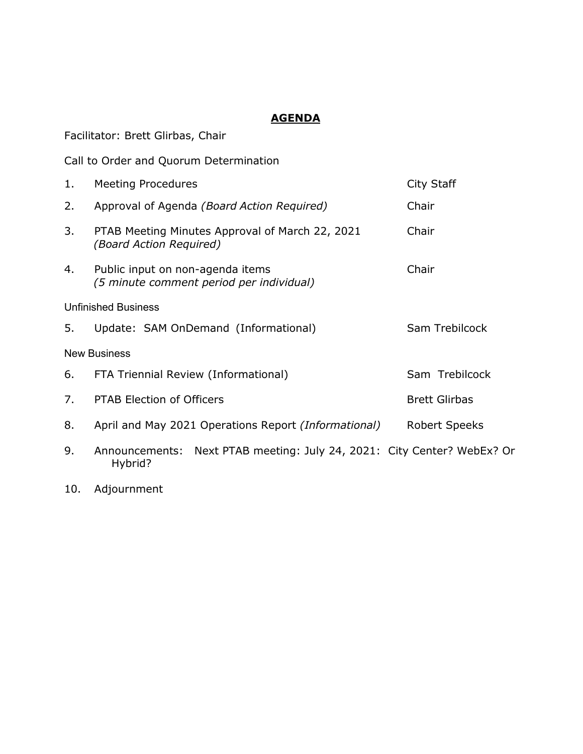## **AGENDA**

Facilitator: Brett Glirbas, Chair

Call to Order and Quorum Determination

| | | |
|---|---|---|
| 1. | Meeting Procedures | City Staff |
| 2. | Approval of Agenda *(Board Action Required)* | Chair |
| 3. | PTAB Meeting Minutes Approval of March 22, 2021 *(Board Action Required)* | Chair |
| 4. | Public input on non-agenda items *(5 minute comment period per individual)* | Chair |

Unfinished Business

| | | |
|---|---|---|
| 5. | Update: SAM OnDemand (Informational) | Sam Trebilcock |

New Business

| | | |
|---|---|---|
| 6. | FTA Triennial Review (Informational) | Sam Trebilcock |
| 7. | PTAB Election of Officers | Brett Glirbas |
| 8. | April and May 2021 Operations Report *(Informational)* | Robert Speeks |

9. Announcements: Next PTAB meeting: July 24, 2021: City Center? WebEx? Or Hybrid?

10. Adjournment